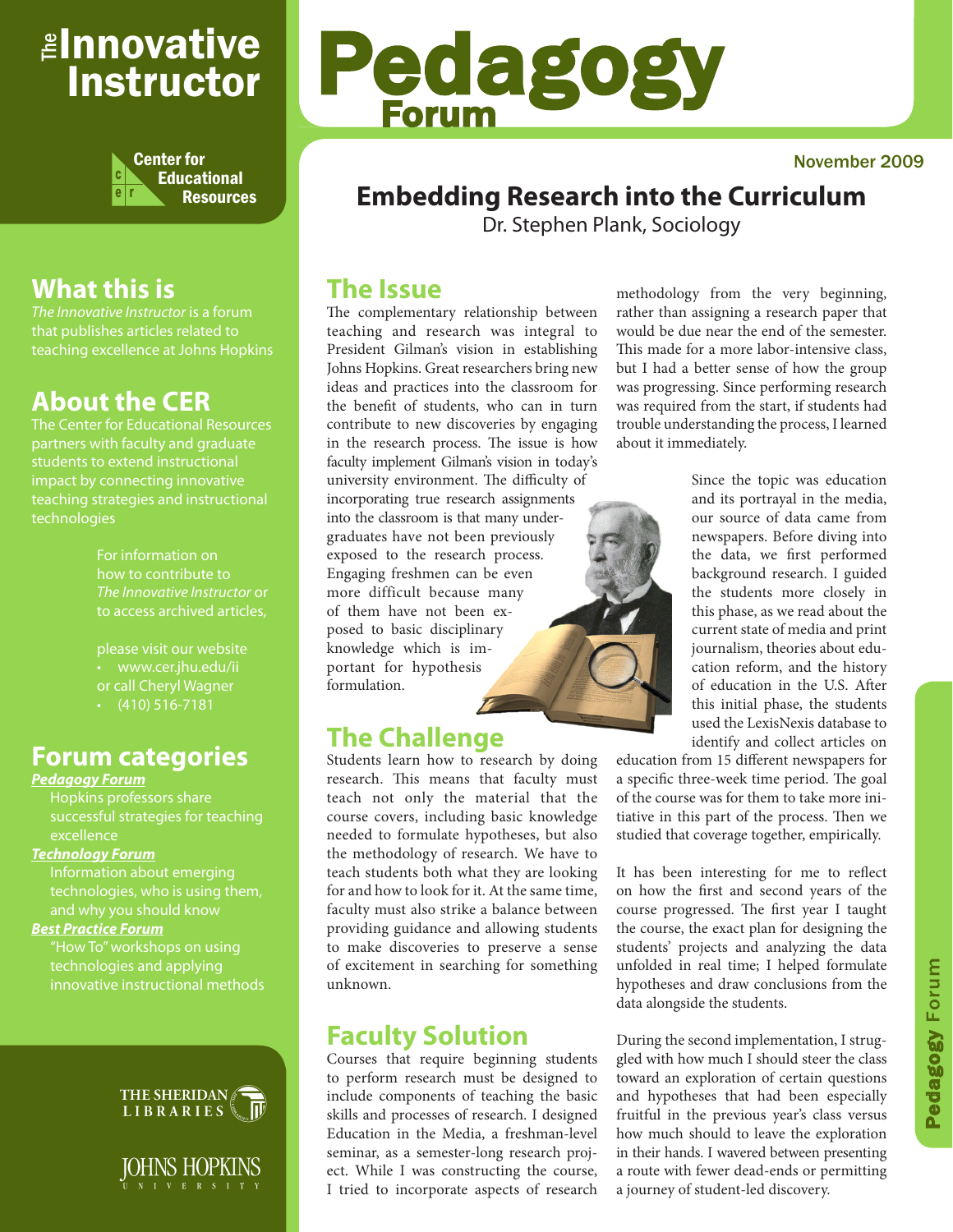# The Innovative Instructor

Center for Educational Resources

# Pedagogy Forum

November 2009

## Embedding Research into the Curriculum

Dr. Stephen Plank, Sociology

### What this is

*The Innovative Instructor* is a forum that publishes articles related to teaching excellence at Johns Hopkins

### About the CER

The Center for Educational Resources partners with faculty and graduate students to extend instructional impact by connecting innovative teaching strategies and instructional technologies

For information on how to contribute to *The Innovative Instructor* or to access archived articles,

please visit our website
- www.cer.jhu.edu/ii

or call Cheryl Wagner
- (410) 516-7181

### Forum categories

***Pedagogy Forum***
Hopkins professors share successful strategies for teaching excellence

***Technology Forum***
Information about emerging technologies, who is using them, and why you should know

***Best Practice Forum***
"How To" workshops on using technologies and applying innovative instructional methods

### The Issue

The complementary relationship between teaching and research was integral to President Gilman's vision in establishing Johns Hopkins. Great researchers bring new ideas and practices into the classroom for the benefit of students, who can in turn contribute to new discoveries by engaging in the research process. The issue is how faculty implement Gilman's vision in today's university environment. The difficulty of incorporating true research assignments into the classroom is that many undergraduates have not been previously exposed to the research process. Engaging freshmen can be even more difficult because many of them have not been exposed to basic disciplinary knowledge which is important for hypothesis formulation.

### The Challenge

Students learn how to research by doing research. This means that faculty must teach not only the material that the course covers, including basic knowledge needed to formulate hypotheses, but also the methodology of research. We have to teach students both what they are looking for and how to look for it. At the same time, faculty must also strike a balance between providing guidance and allowing students to make discoveries to preserve a sense of excitement in searching for something unknown.

### Faculty Solution

Courses that require beginning students to perform research must be designed to include components of teaching the basic skills and processes of research. I designed Education in the Media, a freshman-level seminar, as a semester-long research project. While I was constructing the course, I tried to incorporate aspects of research methodology from the very beginning, rather than assigning a research paper that would be due near the end of the semester. This made for a more labor-intensive class, but I had a better sense of how the group was progressing. Since performing research was required from the start, if students had trouble understanding the process, I learned about it immediately.

Since the topic was education and its portrayal in the media, our source of data came from newspapers. Before diving into the data, we first performed background research. I guided the students more closely in this phase, as we read about the current state of media and print journalism, theories about education reform, and the history of education in the U.S. After this initial phase, the students used the LexisNexis database to identify and collect articles on education from 15 different newspapers for a specific three-week time period. The goal of the course was for them to take more initiative in this part of the process. Then we studied that coverage together, empirically.

It has been interesting for me to reflect on how the first and second years of the course progressed. The first year I taught the course, the exact plan for designing the students' projects and analyzing the data unfolded in real time; I helped formulate hypotheses and draw conclusions from the data alongside the students.

During the second implementation, I struggled with how much I should steer the class toward an exploration of certain questions and hypotheses that had been especially fruitful in the previous year's class versus how much should to leave the exploration in their hands. I wavered between presenting a route with fewer dead-ends or permitting a journey of student-led discovery.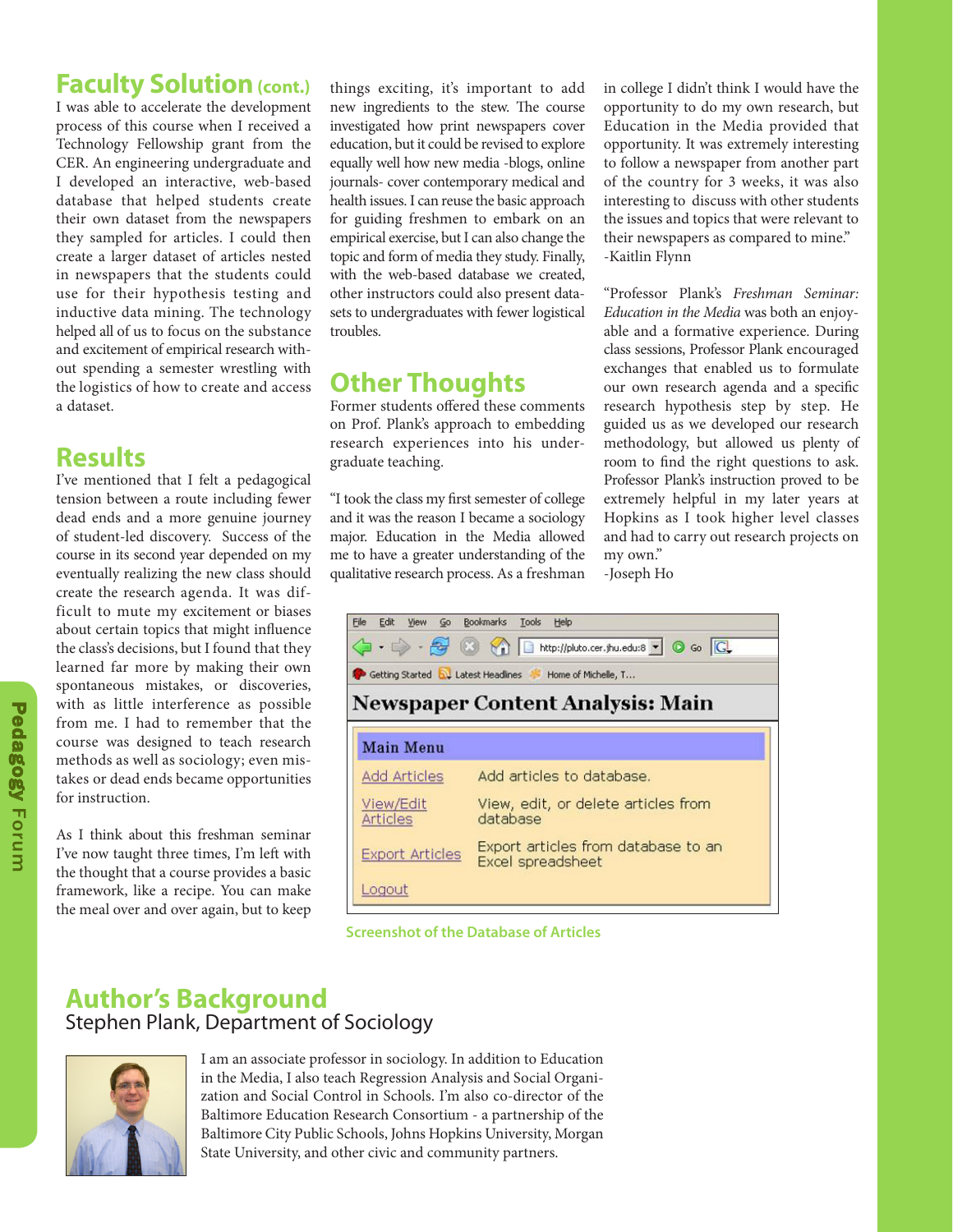## Faculty Solution (cont.)

I was able to accelerate the development process of this course when I received a Technology Fellowship grant from the CER. An engineering undergraduate and I developed an interactive, web-based database that helped students create their own dataset from the newspapers they sampled for articles. I could then create a larger dataset of articles nested in newspapers that the students could use for their hypothesis testing and inductive data mining. The technology helped all of us to focus on the substance and excitement of empirical research without spending a semester wrestling with the logistics of how to create and access a dataset.

## Results

I've mentioned that I felt a pedagogical tension between a route including fewer dead ends and a more genuine journey of student-led discovery. Success of the course in its second year depended on my eventually realizing the new class should create the research agenda. It was difficult to mute my excitement or biases about certain topics that might influence the class's decisions, but I found that they learned far more by making their own spontaneous mistakes, or discoveries, with as little interference as possible from me. I had to remember that the course was designed to teach research methods as well as sociology; even mistakes or dead ends became opportunities for instruction.

As I think about this freshman seminar I've now taught three times, I'm left with the thought that a course provides a basic framework, like a recipe. You can make the meal over and over again, but to keep things exciting, it's important to add new ingredients to the stew. The course investigated how print newspapers cover education, but it could be revised to explore equally well how new media -blogs, online journals- cover contemporary medical and health issues. I can reuse the basic approach for guiding freshmen to embark on an empirical exercise, but I can also change the topic and form of media they study. Finally, with the web-based database we created, other instructors could also present datasets to undergraduates with fewer logistical troubles.

## Other Thoughts

Former students offered these comments on Prof. Plank's approach to embedding research experiences into his undergraduate teaching.

"I took the class my first semester of college and it was the reason I became a sociology major. Education in the Media allowed me to have a greater understanding of the qualitative research process. As a freshman in college I didn't think I would have the opportunity to do my own research, but Education in the Media provided that opportunity. It was extremely interesting to follow a newspaper from another part of the country for 3 weeks, it was also interesting to discuss with other students the issues and topics that were relevant to their newspapers as compared to mine."
-Kaitlin Flynn

"Professor Plank's *Freshman Seminar: Education in the Media* was both an enjoyable and a formative experience. During class sessions, Professor Plank encouraged exchanges that enabled us to formulate our own research agenda and a specific research hypothesis step by step. He guided us as we developed our research methodology, but allowed us plenty of room to find the right questions to ask. Professor Plank's instruction proved to be extremely helpful in my later years at Hopkins as I took higher level classes and had to carry out research projects on my own."
-Joseph Ho

File Edit View Go Bookmarks Tools Help

http://pluto.cer.jhu.edu:8

Getting Started Latest Headlines Home of Michelle, T...

**Newspaper Content Analysis: Main**

| Main Menu | |
|---|---|
| Add Articles | Add articles to database. |
| View/Edit Articles | View, edit, or delete articles from database |
| Export Articles | Export articles from database to an Excel spreadsheet |
| Logout | |

Screenshot of the Database of Articles

## Author's Background

Stephen Plank, Department of Sociology

I am an associate professor in sociology. In addition to Education in the Media, I also teach Regression Analysis and Social Organization and Social Control in Schools. I'm also co-director of the Baltimore Education Research Consortium - a partnership of the Baltimore City Public Schools, Johns Hopkins University, Morgan State University, and other civic and community partners.